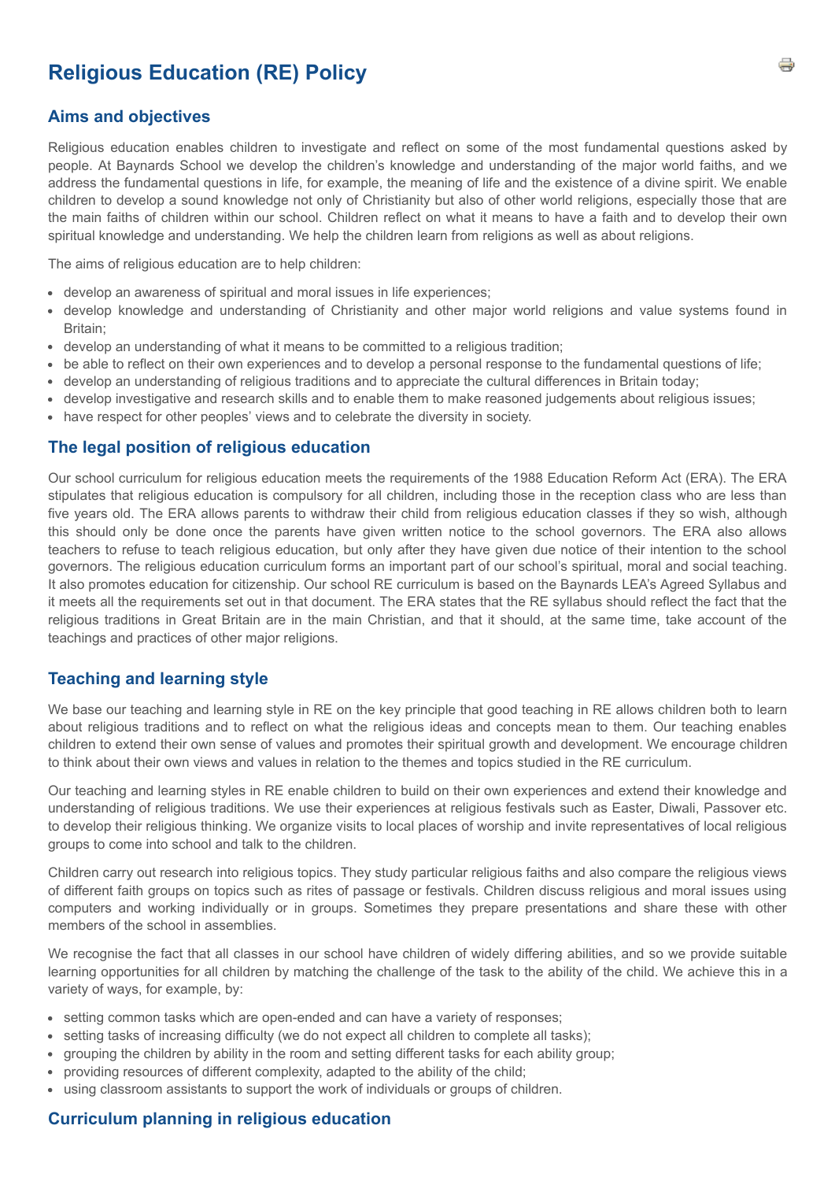# Religious Education (RE) Policy

## Aims and objectives

Religious education enables children to investigate and reflect on some of the most fundamental questions asked by people. At Baynards School we develop the children's knowledge and understanding of the major world faiths, and we address the fundamental questions in life, for example, the meaning of life and the existence of a divine spirit. We enable children to develop a sound knowledge not only of Christianity but also of other world religions, especially those that are the main faiths of children within our school. Children reflect on what it means to have a faith and to develop their own spiritual knowledge and understanding. We help the children learn from religions as well as about religions.

The aims of religious education are to help children:

- develop an awareness of spiritual and moral issues in life experiences;
- develop knowledge and understanding of Christianity and other major world religions and value systems found in Britain;
- develop an understanding of what it means to be committed to a religious tradition;
- be able to reflect on their own experiences and to develop a personal response to the fundamental questions of life;
- develop an understanding of religious traditions and to appreciate the cultural differences in Britain today;
- develop investigative and research skills and to enable them to make reasoned judgements about religious issues;
- have respect for other peoples' views and to celebrate the diversity in society.

## The legal position of religious education

Our school curriculum for religious education meets the requirements of the 1988 Education Reform Act (ERA). The ERA stipulates that religious education is compulsory for all children, including those in the reception class who are less than five years old. The ERA allows parents to withdraw their child from religious education classes if they so wish, although this should only be done once the parents have given written notice to the school governors. The ERA also allows teachers to refuse to teach religious education, but only after they have given due notice of their intention to the school governors. The religious education curriculum forms an important part of our school's spiritual, moral and social teaching. It also promotes education for citizenship. Our school RE curriculum is based on the Baynards LEA's Agreed Syllabus and it meets all the requirements set out in that document. The ERA states that the RE syllabus should reflect the fact that the religious traditions in Great Britain are in the main Christian, and that it should, at the same time, take account of the teachings and practices of other major religions.

## Teaching and learning style

We base our teaching and learning style in RE on the key principle that good teaching in RE allows children both to learn about religious traditions and to reflect on what the religious ideas and concepts mean to them. Our teaching enables children to extend their own sense of values and promotes their spiritual growth and development. We encourage children to think about their own views and values in relation to the themes and topics studied in the RE curriculum.

Our teaching and learning styles in RE enable children to build on their own experiences and extend their knowledge and understanding of religious traditions. We use their experiences at religious festivals such as Easter, Diwali, Passover etc. to develop their religious thinking. We organize visits to local places of worship and invite representatives of local religious groups to come into school and talk to the children.

Children carry out research into religious topics. They study particular religious faiths and also compare the religious views of different faith groups on topics such as rites of passage or festivals. Children discuss religious and moral issues using computers and working individually or in groups. Sometimes they prepare presentations and share these with other members of the school in assemblies.

We recognise the fact that all classes in our school have children of widely differing abilities, and so we provide suitable learning opportunities for all children by matching the challenge of the task to the ability of the child. We achieve this in a variety of ways, for example, by:

- setting common tasks which are open-ended and can have a variety of responses;
- setting tasks of increasing difficulty (we do not expect all children to complete all tasks);
- grouping the children by ability in the room and setting different tasks for each ability group;
- providing resources of different complexity, adapted to the ability of the child;
- using classroom assistants to support the work of individuals or groups of children.

## Curriculum planning in religious education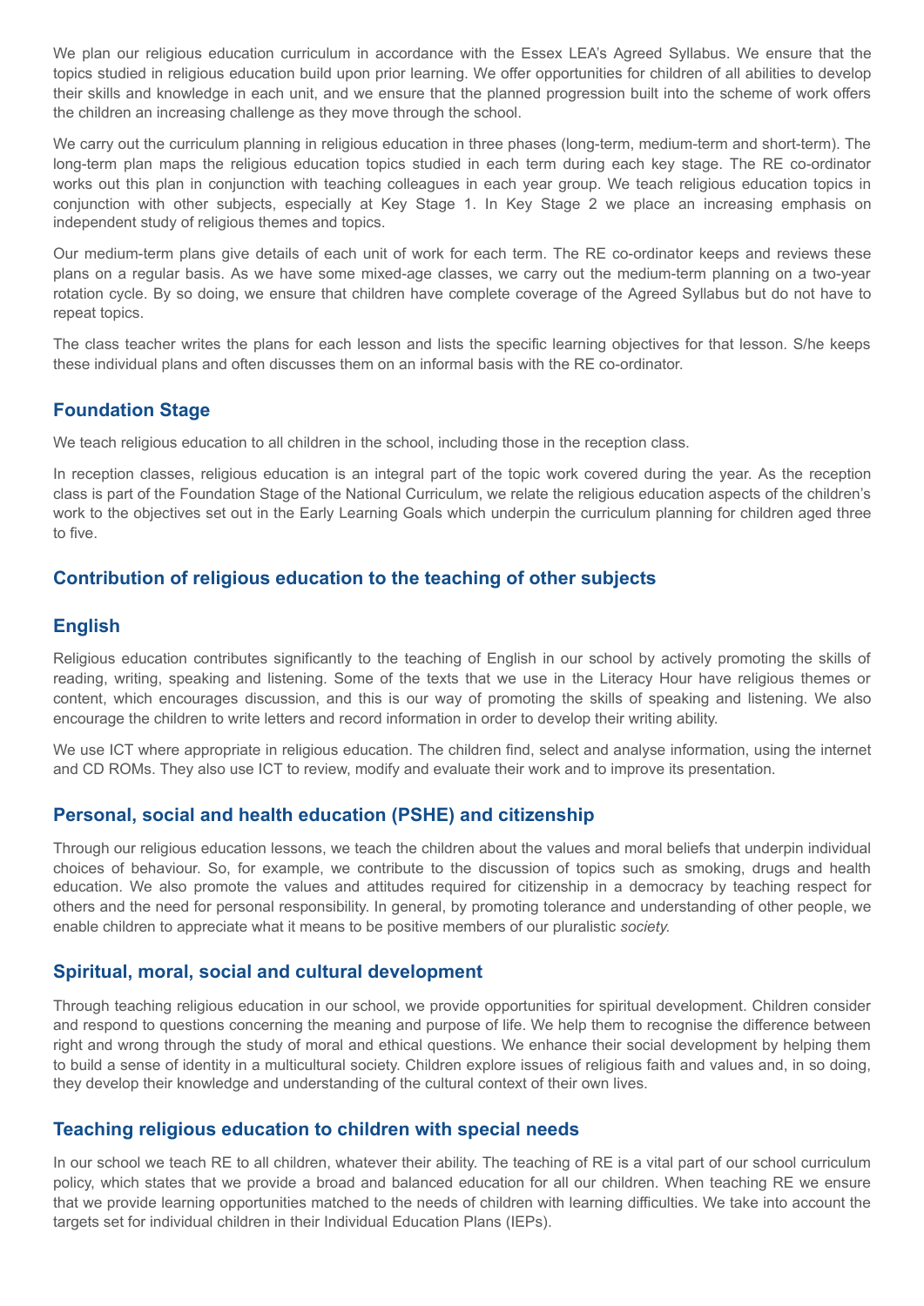We plan our religious education curriculum in accordance with the Essex LEA's Agreed Syllabus. We ensure that the topics studied in religious education build upon prior learning. We offer opportunities for children of all abilities to develop their skills and knowledge in each unit, and we ensure that the planned progression built into the scheme of work offers the children an increasing challenge as they move through the school.

We carry out the curriculum planning in religious education in three phases (long-term, medium-term and short-term). The long-term plan maps the religious education topics studied in each term during each key stage. The RE co-ordinator works out this plan in conjunction with teaching colleagues in each year group. We teach religious education topics in conjunction with other subjects, especially at Key Stage 1. In Key Stage 2 we place an increasing emphasis on independent study of religious themes and topics.

Our medium-term plans give details of each unit of work for each term. The RE co-ordinator keeps and reviews these plans on a regular basis. As we have some mixed-age classes, we carry out the medium-term planning on a two-year rotation cycle. By so doing, we ensure that children have complete coverage of the Agreed Syllabus but do not have to repeat topics.

The class teacher writes the plans for each lesson and lists the specific learning objectives for that lesson. S/he keeps these individual plans and often discusses them on an informal basis with the RE co-ordinator.

## Foundation Stage

We teach religious education to all children in the school, including those in the reception class.

In reception classes, religious education is an integral part of the topic work covered during the year. As the reception class is part of the Foundation Stage of the National Curriculum, we relate the religious education aspects of the children's work to the objectives set out in the Early Learning Goals which underpin the curriculum planning for children aged three to five.

## Contribution of religious education to the teaching of other subjects

## English

Religious education contributes significantly to the teaching of English in our school by actively promoting the skills of reading, writing, speaking and listening. Some of the texts that we use in the Literacy Hour have religious themes or content, which encourages discussion, and this is our way of promoting the skills of speaking and listening. We also encourage the children to write letters and record information in order to develop their writing ability.

We use ICT where appropriate in religious education. The children find, select and analyse information, using the internet and CD ROMs. They also use ICT to review, modify and evaluate their work and to improve its presentation.

## Personal, social and health education (PSHE) and citizenship

Through our religious education lessons, we teach the children about the values and moral beliefs that underpin individual choices of behaviour. So, for example, we contribute to the discussion of topics such as smoking, drugs and health education. We also promote the values and attitudes required for citizenship in a democracy by teaching respect for others and the need for personal responsibility. In general, by promoting tolerance and understanding of other people, we enable children to appreciate what it means to be positive members of our pluralistic *society.*

## Spiritual, moral, social and cultural development

Through teaching religious education in our school, we provide opportunities for spiritual development. Children consider and respond to questions concerning the meaning and purpose of life. We help them to recognise the difference between right and wrong through the study of moral and ethical questions. We enhance their social development by helping them to build a sense of identity in a multicultural society. Children explore issues of religious faith and values and, in so doing, they develop their knowledge and understanding of the cultural context of their own lives.

## Teaching religious education to children with special needs

In our school we teach RE to all children, whatever their ability. The teaching of RE is a vital part of our school curriculum policy, which states that we provide a broad and balanced education for all our children. When teaching RE we ensure that we provide learning opportunities matched to the needs of children with learning difficulties. We take into account the targets set for individual children in their Individual Education Plans (IEPs).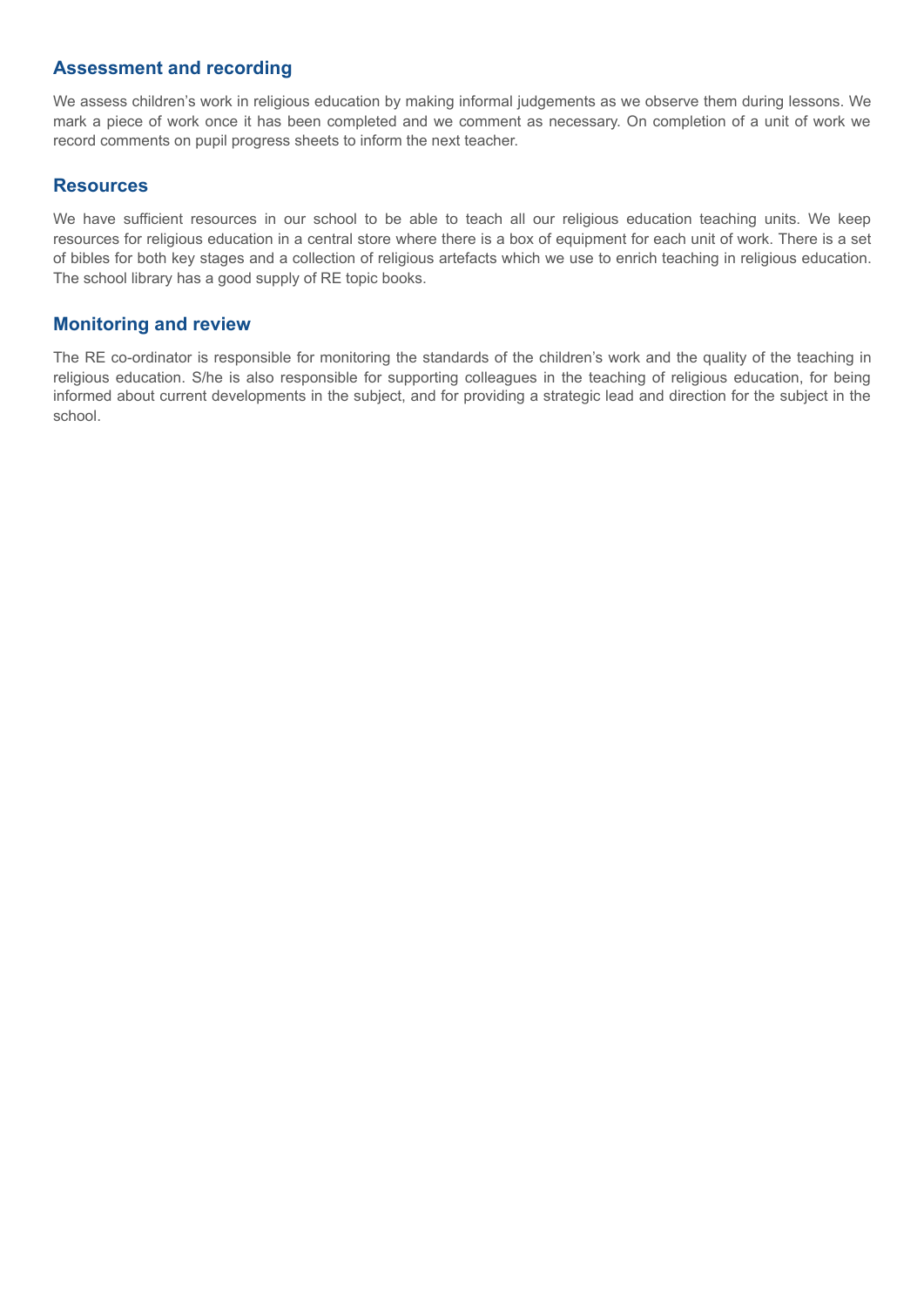## Assessment and recording

We assess children's work in religious education by making informal judgements as we observe them during lessons. We mark a piece of work once it has been completed and we comment as necessary. On completion of a unit of work we record comments on pupil progress sheets to inform the next teacher.

## Resources

We have sufficient resources in our school to be able to teach all our religious education teaching units. We keep resources for religious education in a central store where there is a box of equipment for each unit of work. There is a set of bibles for both key stages and a collection of religious artefacts which we use to enrich teaching in religious education. The school library has a good supply of RE topic books.

## Monitoring and review

The RE co-ordinator is responsible for monitoring the standards of the children's work and the quality of the teaching in religious education. S/he is also responsible for supporting colleagues in the teaching of religious education, for being informed about current developments in the subject, and for providing a strategic lead and direction for the subject in the school.